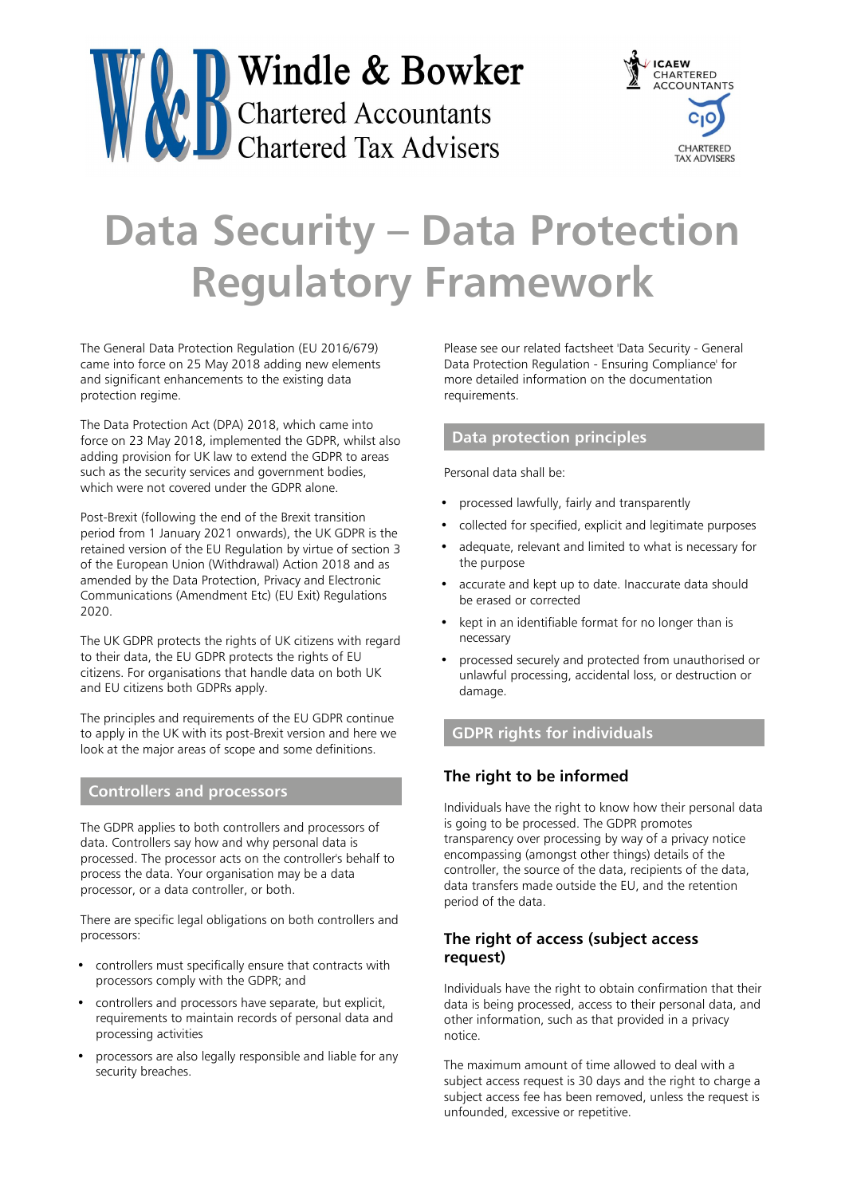Windle & Bowker
Chartered Accountants
Chartered Tax Advisers

ICAEW CHARTERED ACCOUNTANTS

CHARTERED TAX ADVISERS

# Data Security – Data Protection Regulatory Framework

The General Data Protection Regulation (EU 2016/679) came into force on 25 May 2018 adding new elements and significant enhancements to the existing data protection regime.

The Data Protection Act (DPA) 2018, which came into force on 23 May 2018, implemented the GDPR, whilst also adding provision for UK law to extend the GDPR to areas such as the security services and government bodies, which were not covered under the GDPR alone.

Post-Brexit (following the end of the Brexit transition period from 1 January 2021 onwards), the UK GDPR is the retained version of the EU Regulation by virtue of section 3 of the European Union (Withdrawal) Action 2018 and as amended by the Data Protection, Privacy and Electronic Communications (Amendment Etc) (EU Exit) Regulations 2020.

The UK GDPR protects the rights of UK citizens with regard to their data, the EU GDPR protects the rights of EU citizens. For organisations that handle data on both UK and EU citizens both GDPRs apply.

The principles and requirements of the EU GDPR continue to apply in the UK with its post-Brexit version and here we look at the major areas of scope and some definitions.

## Controllers and processors

The GDPR applies to both controllers and processors of data. Controllers say how and why personal data is processed. The processor acts on the controller's behalf to process the data. Your organisation may be a data processor, or a data controller, or both.

There are specific legal obligations on both controllers and processors:

- controllers must specifically ensure that contracts with processors comply with the GDPR; and
- controllers and processors have separate, but explicit, requirements to maintain records of personal data and processing activities
- processors are also legally responsible and liable for any security breaches.

Please see our related factsheet 'Data Security - General Data Protection Regulation - Ensuring Compliance' for more detailed information on the documentation requirements.

## Data protection principles

Personal data shall be:

- processed lawfully, fairly and transparently
- collected for specified, explicit and legitimate purposes
- adequate, relevant and limited to what is necessary for the purpose
- accurate and kept up to date. Inaccurate data should be erased or corrected
- kept in an identifiable format for no longer than is necessary
- processed securely and protected from unauthorised or unlawful processing, accidental loss, or destruction or damage.

## GDPR rights for individuals

### The right to be informed

Individuals have the right to know how their personal data is going to be processed. The GDPR promotes transparency over processing by way of a privacy notice encompassing (amongst other things) details of the controller, the source of the data, recipients of the data, data transfers made outside the EU, and the retention period of the data.

### The right of access (subject access request)

Individuals have the right to obtain confirmation that their data is being processed, access to their personal data, and other information, such as that provided in a privacy notice.

The maximum amount of time allowed to deal with a subject access request is 30 days and the right to charge a subject access fee has been removed, unless the request is unfounded, excessive or repetitive.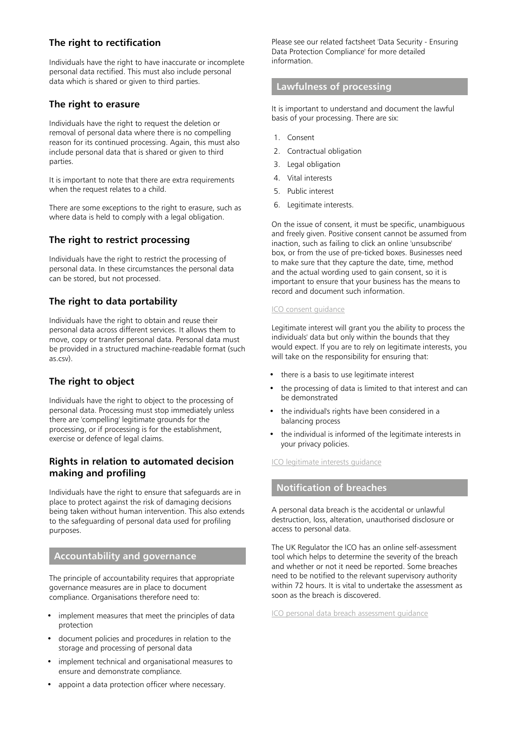### The right to rectification

Individuals have the right to have inaccurate or incomplete personal data rectified. This must also include personal data which is shared or given to third parties.

### The right to erasure

Individuals have the right to request the deletion or removal of personal data where there is no compelling reason for its continued processing. Again, this must also include personal data that is shared or given to third parties.

It is important to note that there are extra requirements when the request relates to a child.

There are some exceptions to the right to erasure, such as where data is held to comply with a legal obligation.

### The right to restrict processing

Individuals have the right to restrict the processing of personal data. In these circumstances the personal data can be stored, but not processed.

### The right to data portability

Individuals have the right to obtain and reuse their personal data across different services. It allows them to move, copy or transfer personal data. Personal data must be provided in a structured machine-readable format (such as.csv).

### The right to object

Individuals have the right to object to the processing of personal data. Processing must stop immediately unless there are 'compelling' legitimate grounds for the processing, or if processing is for the establishment, exercise or defence of legal claims.

### Rights in relation to automated decision making and profiling

Individuals have the right to ensure that safeguards are in place to protect against the risk of damaging decisions being taken without human intervention. This also extends to the safeguarding of personal data used for profiling purposes.

## Accountability and governance

The principle of accountability requires that appropriate governance measures are in place to document compliance. Organisations therefore need to:

- implement measures that meet the principles of data protection
- document policies and procedures in relation to the storage and processing of personal data
- implement technical and organisational measures to ensure and demonstrate compliance.
- appoint a data protection officer where necessary.

Please see our related factsheet 'Data Security - Ensuring Data Protection Compliance' for more detailed information.

## Lawfulness of processing

It is important to understand and document the lawful basis of your processing. There are six:

1. Consent
2. Contractual obligation
3. Legal obligation
4. Vital interests
5. Public interest
6. Legitimate interests.

On the issue of consent, it must be specific, unambiguous and freely given. Positive consent cannot be assumed from inaction, such as failing to click an online 'unsubscribe' box, or from the use of pre-ticked boxes. Businesses need to make sure that they capture the date, time, method and the actual wording used to gain consent, so it is important to ensure that your business has the means to record and document such information.

ICO consent guidance

Legitimate interest will grant you the ability to process the individuals' data but only within the bounds that they would expect. If you are to rely on legitimate interests, you will take on the responsibility for ensuring that:

- there is a basis to use legitimate interest
- the processing of data is limited to that interest and can be demonstrated
- the individual's rights have been considered in a balancing process
- the individual is informed of the legitimate interests in your privacy policies.

ICO legitimate interests guidance

## Notification of breaches

A personal data breach is the accidental or unlawful destruction, loss, alteration, unauthorised disclosure or access to personal data.

The UK Regulator the ICO has an online self-assessment tool which helps to determine the severity of the breach and whether or not it need be reported. Some breaches need to be notified to the relevant supervisory authority within 72 hours. It is vital to undertake the assessment as soon as the breach is discovered.

ICO personal data breach assessment guidance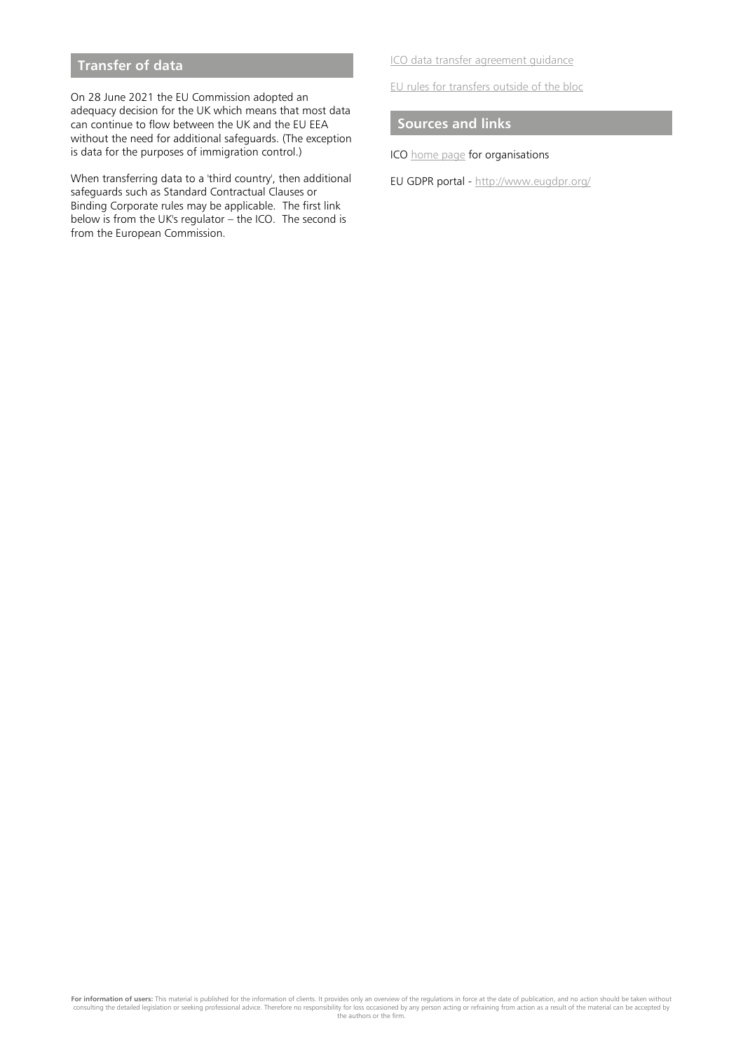## Transfer of data

On 28 June 2021 the EU Commission adopted an adequacy decision for the UK which means that most data can continue to flow between the UK and the EU EEA without the need for additional safeguards. (The exception is data for the purposes of immigration control.)

When transferring data to a 'third country', then additional safeguards such as Standard Contractual Clauses or Binding Corporate rules may be applicable. The first link below is from the UK's regulator – the ICO. The second is from the European Commission.

ICO data transfer agreement guidance

EU rules for transfers outside of the bloc

## Sources and links

ICO home page for organisations

EU GDPR portal - http://www.eugdpr.org/

**For information of users:** This material is published for the information of clients. It provides only an overview of the regulations in force at the date of publication, and no action should be taken without consulting the detailed legislation or seeking professional advice. Therefore no responsibility for loss occasioned by any person acting or refraining from action as a result of the material can be accepted by the authors or the firm.